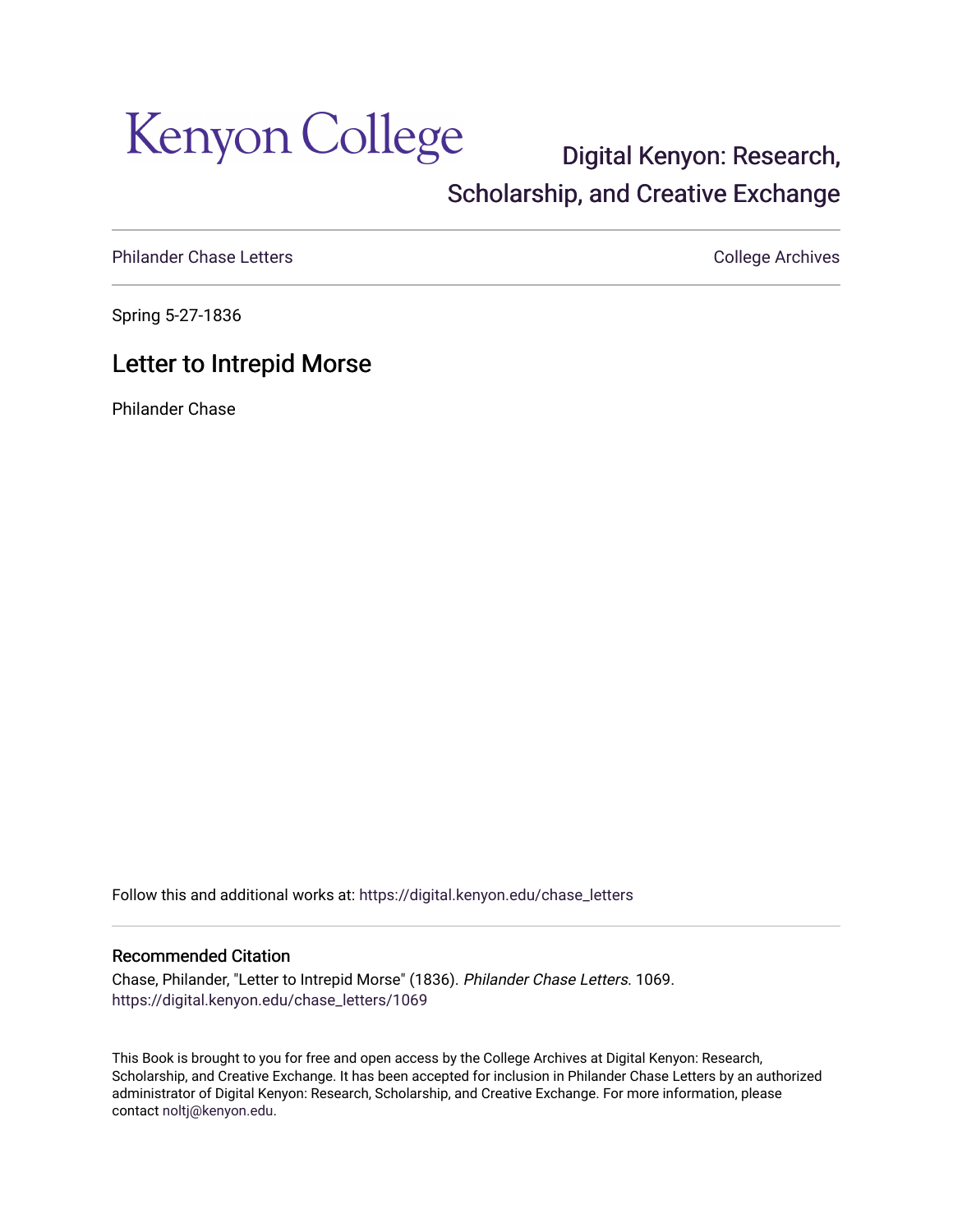Kenyon College

# Digital Kenyon: Research, Scholarship, and Creative Exchange

Philander Chase Letters — College Archives

Spring 5-27-1836

## Letter to Intrepid Morse

Philander Chase

Follow this and additional works at: https://digital.kenyon.edu/chase_letters

### Recommended Citation

Chase, Philander, "Letter to Intrepid Morse" (1836). *Philander Chase Letters*. 1069.
https://digital.kenyon.edu/chase_letters/1069

This Book is brought to you for free and open access by the College Archives at Digital Kenyon: Research, Scholarship, and Creative Exchange. It has been accepted for inclusion in Philander Chase Letters by an authorized administrator of Digital Kenyon: Research, Scholarship, and Creative Exchange. For more information, please contact noltj@kenyon.edu.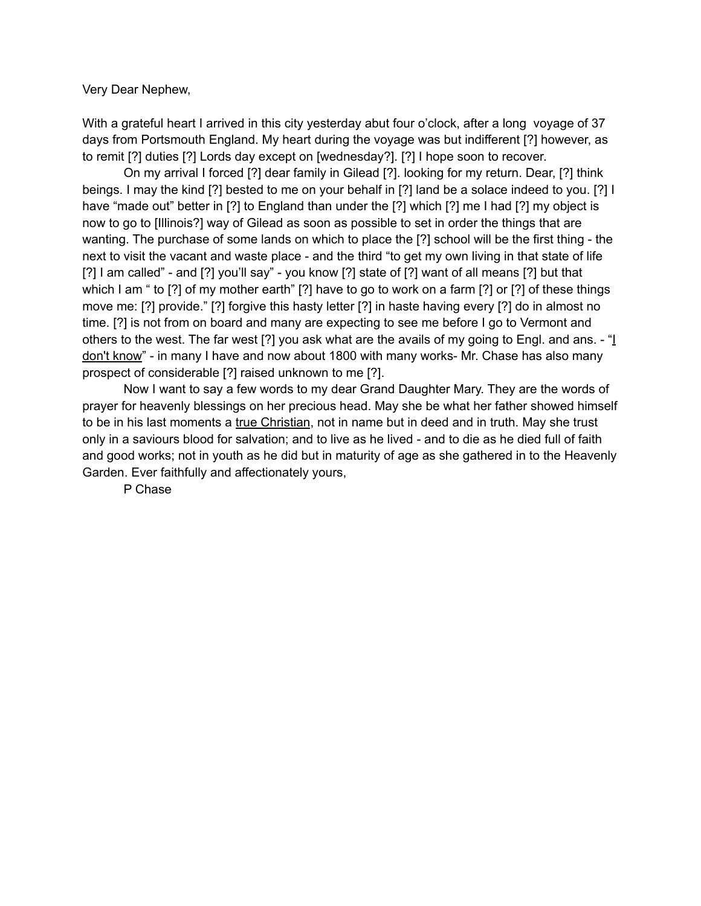Very Dear Nephew,

With a grateful heart I arrived in this city yesterday abut four o'clock, after a long voyage of 37 days from Portsmouth England. My heart during the voyage was but indifferent [?] however, as to remit [?] duties [?] Lords day except on [wednesday?]. [?] I hope soon to recover.

On my arrival I forced [?] dear family in Gilead [?]. looking for my return. Dear, [?] think beings. I may the kind [?] bested to me on your behalf in [?] land be a solace indeed to you. [?] I have "made out" better in [?] to England than under the [?] which [?] me I had [?] my object is now to go to [Illinois?] way of Gilead as soon as possible to set in order the things that are wanting. The purchase of some lands on which to place the [?] school will be the first thing - the next to visit the vacant and waste place - and the third "to get my own living in that state of life [?] I am called" - and [?] you'll say" - you know [?] state of [?] want of all means [?] but that which I am " to [?] of my mother earth" [?] have to go to work on a farm [?] or [?] of these things move me: [?] provide." [?] forgive this hasty letter [?] in haste having every [?] do in almost no time. [?] is not from on board and many are expecting to see me before I go to Vermont and others to the west. The far west [?] you ask what are the avails of my going to Engl. and ans. - "<u>I don't know</u>" - in many I have and now about 1800 with many works- Mr. Chase has also many prospect of considerable [?] raised unknown to me [?].

Now I want to say a few words to my dear Grand Daughter Mary. They are the words of prayer for heavenly blessings on her precious head. May she be what her father showed himself to be in his last moments a <u>true Christian</u>, not in name but in deed and in truth. May she trust only in a saviours blood for salvation; and to live as he lived - and to die as he died full of faith and good works; not in youth as he did but in maturity of age as she gathered in to the Heavenly Garden. Ever faithfully and affectionately yours,

P Chase